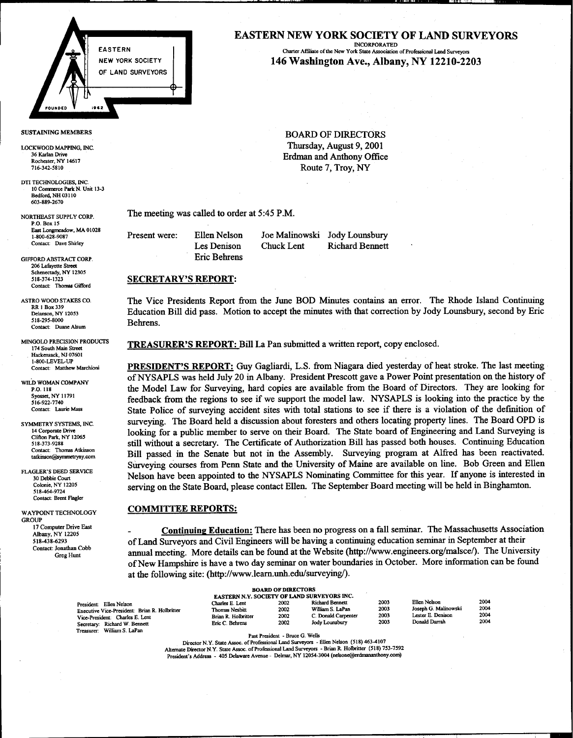# EASTERN NEW YORK SOCIETY OF LAND SURVEYORS

INCORPORATED

Charter Affiliate of the New York State Association of Professional Land Surveyors

**146 Washington Ave., Albany, NY 12210-2203**

EASTERN NEW YORK SOCIETY OF LAND SURVEYORS — FOUNDED 1962

**SUSTAINING MEMBERS**

LOCKWOOD MAPPING, INC.
36 Karlan Drive
Rochester, NY 14617
716-342-5810

DTI TECHNOLOGIES, INC.
10 Commerce Park N. Unit 13-3
Bedford, NH 03110
603-889-2670

NORTHEAST SUPPLY CORP.
P.O. Box 15
East Longmeadow, MA 01028
1-800-628-9087
Contact: Dave Shirley

GIFFORD ABSTRACT CORP.
206 Lafayette Street
Schenectady, NY 12305
518-374-1323
Contact: Thomas Gifford

ASTRO WOOD STAKES CO.
RR 1 Box 339
Delanson, NY 12053
518-295-8000
Contact: Duane Alsum

MINGOLO PRECISION PRODUCTS
174 South Main Street
Hackensack, NJ 07601
1-800-LEVEL-UP
Contact: Matthew Marchioni

WILD WOMAN COMPANY
P.O. 118
Syosset, NY 11791
516-922-7740
Contact: Laurie Mass

SYMMETRY SYSTEMS, INC.
14 Corporate Drive
Clifton Park, NY 12065
518-373-9288
Contact: Thomas Atkinson
tatkinson@symmetryny.com

FLAGLER'S DEED SERVICE
30 Debbie Court
Colonie, NY 12205
518-464-9724
Contact: Brent Flagler

WAYPOINT TECHNOLOGY GROUP
17 Computer Drive East
Albany, NY 12205
518-438-6293
Contact: Jonathan Cobb
Greg Hunt

BOARD OF DIRECTORS
Thursday, August 9, 2001
Erdman and Anthony Office
Route 7, Troy, NY

The meeting was called to order at 5:45 P.M.

Present were: Ellen Nelson, Joe Malinowski, Jody Lounsbury, Les Denison, Chuck Lent, Richard Bennett, Eric Behrens

## SECRETARY'S REPORT:

The Vice Presidents Report from the June BOD Minutes contains an error. The Rhode Island Continuing Education Bill did pass. Motion to accept the minutes with that correction by Jody Lounsbury, second by Eric Behrens.

**TREASURER'S REPORT:** Bill La Pan submitted a written report, copy enclosed.

**PRESIDENT'S REPORT:** Guy Gagliardi, L.S. from Niagara died yesterday of heat stroke. The last meeting of NYSAPLS was held July 20 in Albany. President Prescott gave a Power Point presentation on the history of the Model Law for Surveying, hard copies are available from the Board of Directors. They are looking for feedback from the regions to see if we support the model law. NYSAPLS is looking into the practice by the State Police of surveying accident sites with total stations to see if there is a violation of the definition of surveying. The Board held a discussion about foresters and others locating property lines. The Board OPD is looking for a public member to serve on their Board. The State board of Engineering and Land Surveying is still without a secretary. The Certificate of Authorization Bill has passed both houses. Continuing Education Bill passed in the Senate but not in the Assembly. Surveying program at Alfred has been reactivated. Surveying courses from Penn State and the University of Maine are available on line. Bob Green and Ellen Nelson have been appointed to the NYSAPLS Nominating Committee for this year. If anyone is interested in serving on the State Board, please contact Ellen. The September Board meeting will be held in Binghamton.

## COMMITTEE REPORTS:

- **Continuing Education:** There has been no progress on a fall seminar. The Massachusetts Association of Land Surveyors and Civil Engineers will be having a continuing education seminar in September at their annual meeting. More details can be found at the Website (http://www.engineers.org/malsce/). The University of New Hampshire is have a two day seminar on water boundaries in October. More information can be found at the following site: (http://www.learn.unh.edu/surveying/).

**BOARD OF DIRECTORS**
**EASTERN N.Y. SOCIETY OF LAND SURVEYORS INC.**

President: Ellen Nelson
Executive Vice-President: Brian R. Holbritter
Vice-President: Charles E. Lent
Secretary: Richard W. Bennett
Treasurer: William S. LaPan

| | | | | | |
|---|---|---|---|---|---|
| Charles E. Lent | 2002 | Richard Bennett | 2003 | Ellen Nelson | 2004 |
| Thomas Nesbitt | 2002 | William S. LaPan | 2003 | Joseph G. Malinowski | 2004 |
| Brian R. Holbritter | 2002 | C. Donald Carpenter | 2003 | Lester E. Denison | 2004 |
| Eric C. Behrens | 2002 | Jody Lounsbury | 2003 | Donald Darrah | 2004 |

Past President - Bruce G. Wells
Director N.Y. State Assoc. of Professional Land Surveyors - Ellen Nelson (518) 463-4107
Alternate Director N.Y. State Assoc. of Professional Land Surveyors - Brian R. Holbritter (518) 753-7592
President's Address - 405 Delaware Avenue - Delmar, NY 12054-3004 (nelsone@erdmananthony.com)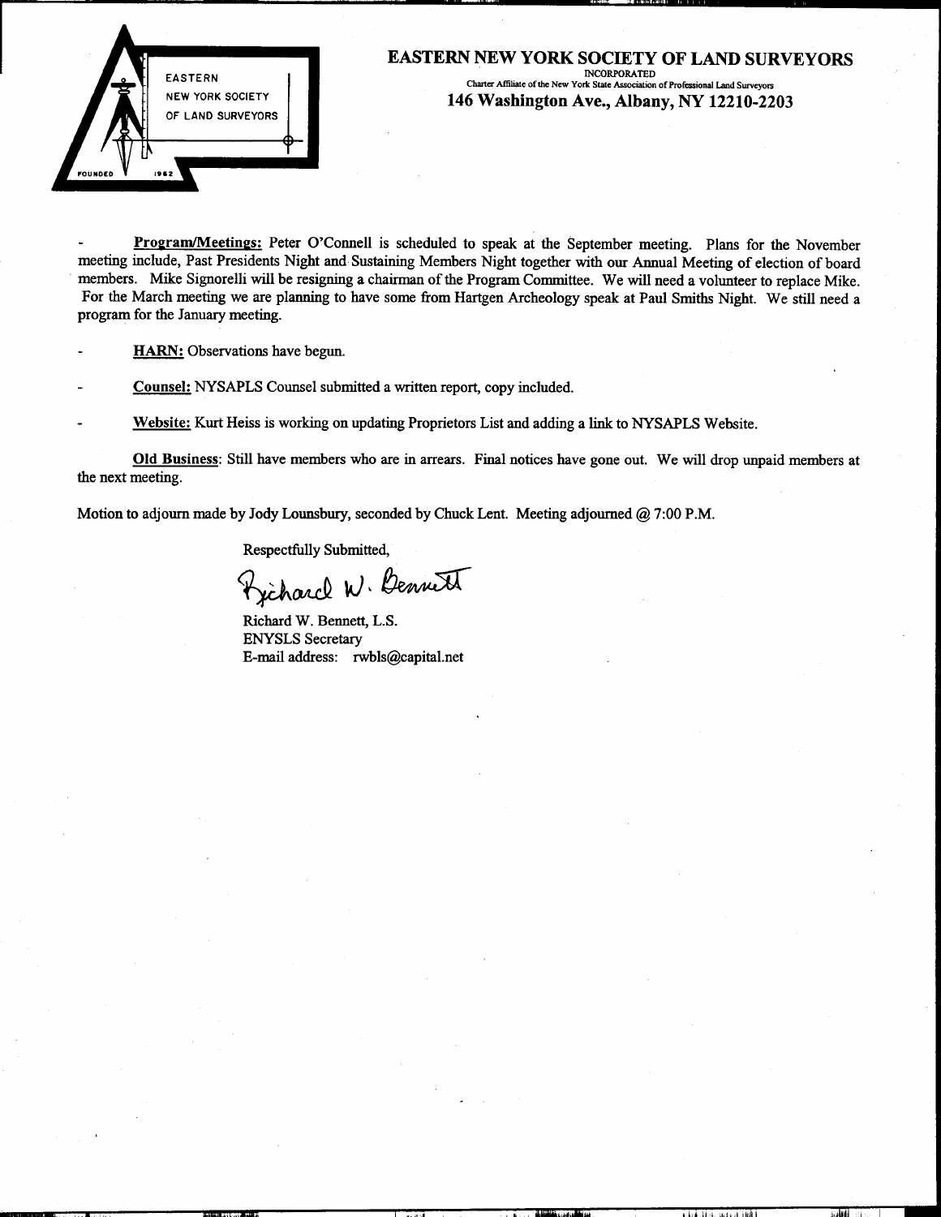# EASTERN NEW YORK SOCIETY OF LAND SURVEYORS

INCORPORATED

Charter Affiliate of the New York State Association of Professional Land Surveyors

**146 Washington Ave., Albany, NY 12210-2203**

EASTERN NEW YORK SOCIETY OF LAND SURVEYORS

FOUNDED 1962

- **Program/Meetings:** Peter O'Connell is scheduled to speak at the September meeting. Plans for the November meeting include, Past Presidents Night and Sustaining Members Night together with our Annual Meeting of election of board members. Mike Signorelli will be resigning a chairman of the Program Committee. We will need a volunteer to replace Mike. For the March meeting we are planning to have some from Hartgen Archeology speak at Paul Smiths Night. We still need a program for the January meeting.

- **HARN:** Observations have begun.

- **Counsel:** NYSAPLS Counsel submitted a written report, copy included.

- **Website:** Kurt Heiss is working on updating Proprietors List and adding a link to NYSAPLS Website.

**Old Business**: Still have members who are in arrears. Final notices have gone out. We will drop unpaid members at the next meeting.

Motion to adjourn made by Jody Lounsbury, seconded by Chuck Lent. Meeting adjourned @ 7:00 P.M.

Respectfully Submitted,

Richard W. Bennett

Richard W. Bennett, L.S.
ENYSLS Secretary
E-mail address: rwbls@capital.net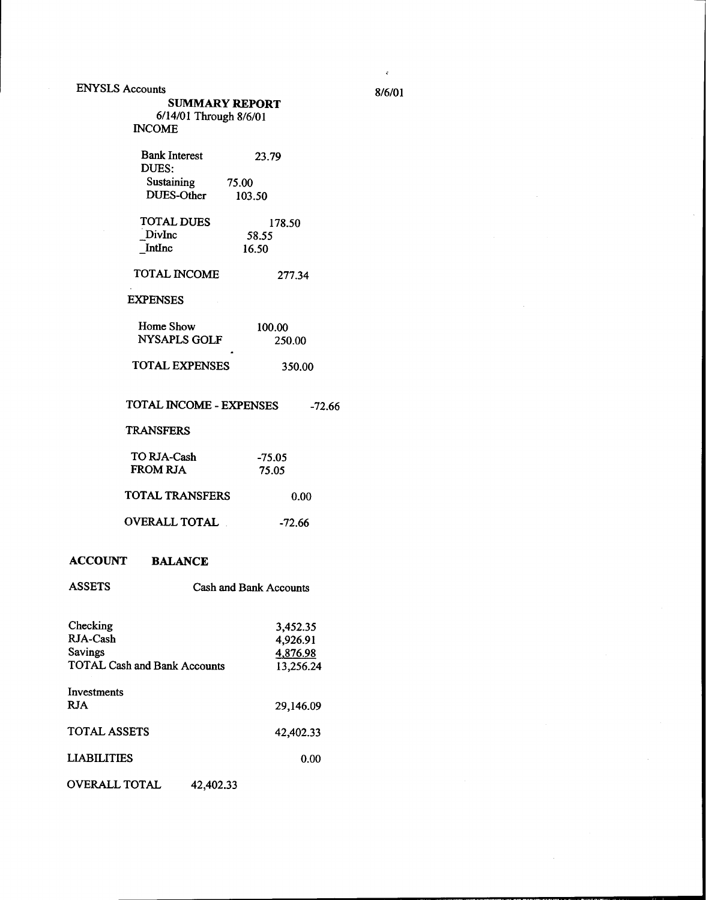ENYSLS Accounts

8/6/01

**SUMMARY REPORT**

6/14/01 Through 8/6/01

INCOME

| | | |
|---|---|---|
| Bank Interest | | 23.79 |
| DUES: | | |
| Sustaining | 75.00 | |
| DUES-Other | 103.50 | |
| TOTAL DUES | | 178.50 |
| _DivInc | 58.55 | |
| _IntInc | 16.50 | |
| TOTAL INCOME | | 277.34 |

EXPENSES

| | | |
|---|---|---|
| Home Show | 100.00 | |
| NYSAPLS GOLF | | 250.00 |
| TOTAL EXPENSES | | 350.00 |

TOTAL INCOME - EXPENSES -72.66

TRANSFERS

| | | |
|---|---|---|
| TO RJA-Cash | -75.05 | |
| FROM RJA | 75.05 | |
| TOTAL TRANSFERS | | 0.00 |
| OVERALL TOTAL | | -72.66 |

**ACCOUNT BALANCE**

ASSETS Cash and Bank Accounts

| | |
|---|---|
| Checking | 3,452.35 |
| RJA-Cash | 4,926.91 |
| Savings | 4,876.98 |
| TOTAL Cash and Bank Accounts | 13,256.24 |
| Investments | |
| RJA | 29,146.09 |
| TOTAL ASSETS | 42,402.33 |
| LIABILITIES | 0.00 |

OVERALL TOTAL 42,402.33